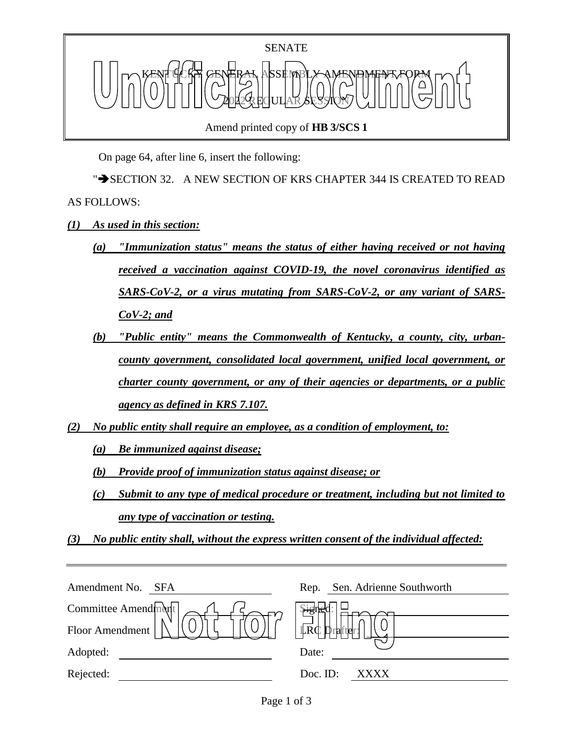SENATE

KENTUCKY GENERAL ASSEMBLY AMENDMENT FORM

2022 REGULAR SESSION

Amend printed copy of **HB 3/SCS 1**

On page 64, after line 6, insert the following:

"➔SECTION 32. A NEW SECTION OF KRS CHAPTER 344 IS CREATED TO READ AS FOLLOWS:

***(1) As used in this section:***

***(a) "Immunization status" means the status of either having received or not having received a vaccination against COVID-19, the novel coronavirus identified as SARS-CoV-2, or a virus mutating from SARS-CoV-2, or any variant of SARS-CoV-2; and***

***(b) "Public entity" means the Commonwealth of Kentucky, a county, city, urban-county government, consolidated local government, unified local government, or charter county government, or any of their agencies or departments, or a public agency as defined in KRS 7.107.***

***(2) No public entity shall require an employee, as a condition of employment, to:***

***(a) Be immunized against disease;***

***(b) Provide proof of immunization status against disease; or***

***(c) Submit to any type of medical procedure or treatment, including but not limited to any type of vaccination or testing.***

***(3) No public entity shall, without the express written consent of the individual affected:***

| | | | |
|---|---|---|---|
| Amendment No. | SFA | Rep. | Sen. Adrienne Southworth |
| Committee Amendment | | Signed: | |
| Floor Amendment | | LRC Drafter: | |
| Adopted: | | Date: | |
| Rejected: | | Doc. ID: | XXXX |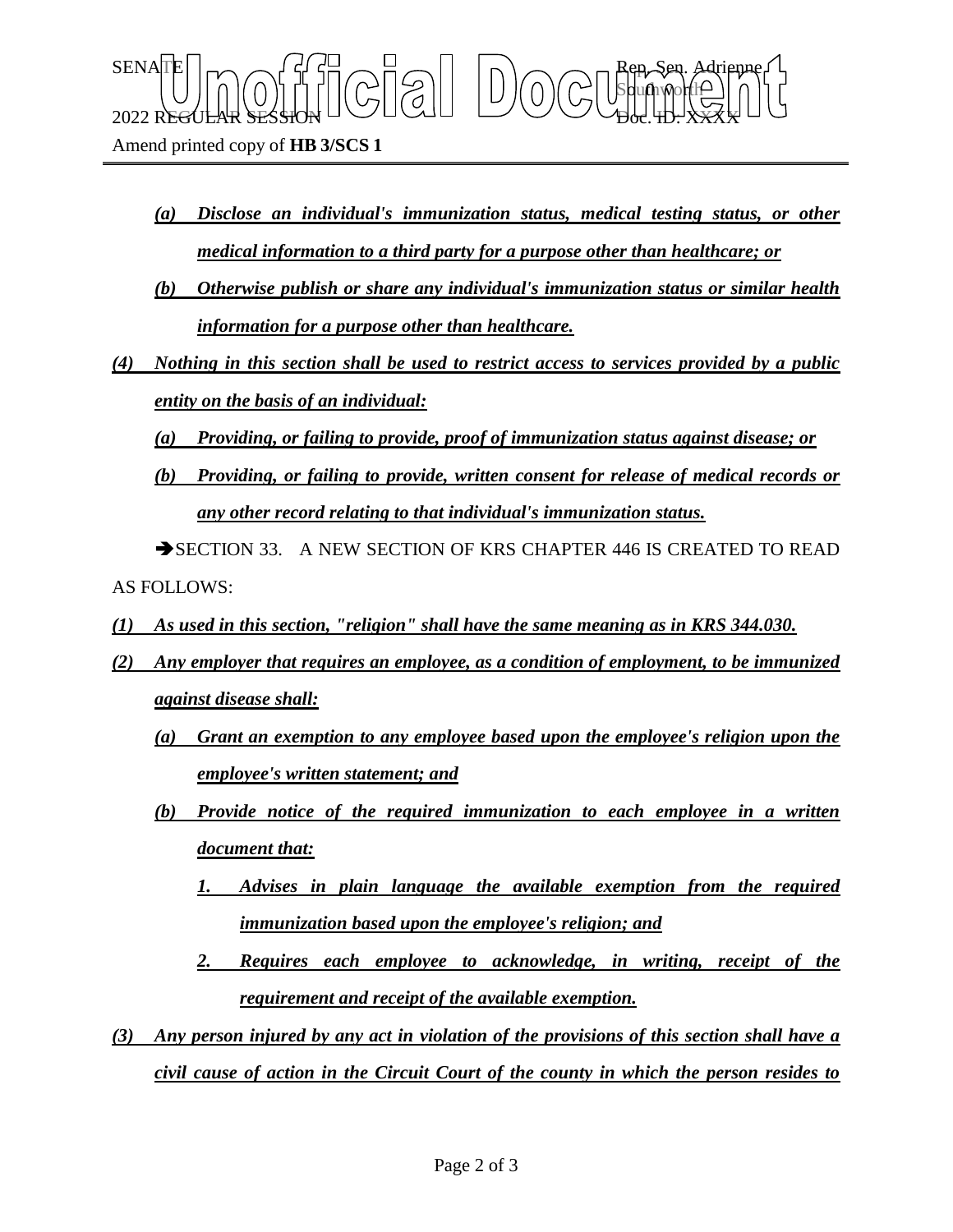*(a) Disclose an individual's immunization status, medical testing status, or other medical information to a third party for a purpose other than healthcare; or*

*(b) Otherwise publish or share any individual's immunization status or similar health information for a purpose other than healthcare.*

*(4) Nothing in this section shall be used to restrict access to services provided by a public entity on the basis of an individual:*

*(a) Providing, or failing to provide, proof of immunization status against disease; or*

*(b) Providing, or failing to provide, written consent for release of medical records or any other record relating to that individual's immunization status.*

➔SECTION 33. A NEW SECTION OF KRS CHAPTER 446 IS CREATED TO READ AS FOLLOWS:

*(1) As used in this section, "religion" shall have the same meaning as in KRS 344.030.*

*(2) Any employer that requires an employee, as a condition of employment, to be immunized against disease shall:*

*(a) Grant an exemption to any employee based upon the employee's religion upon the employee's written statement; and*

*(b) Provide notice of the required immunization to each employee in a written document that:*

*1. Advises in plain language the available exemption from the required immunization based upon the employee's religion; and*

*2. Requires each employee to acknowledge, in writing, receipt of the requirement and receipt of the available exemption.*

*(3) Any person injured by any act in violation of the provisions of this section shall have a civil cause of action in the Circuit Court of the county in which the person resides to*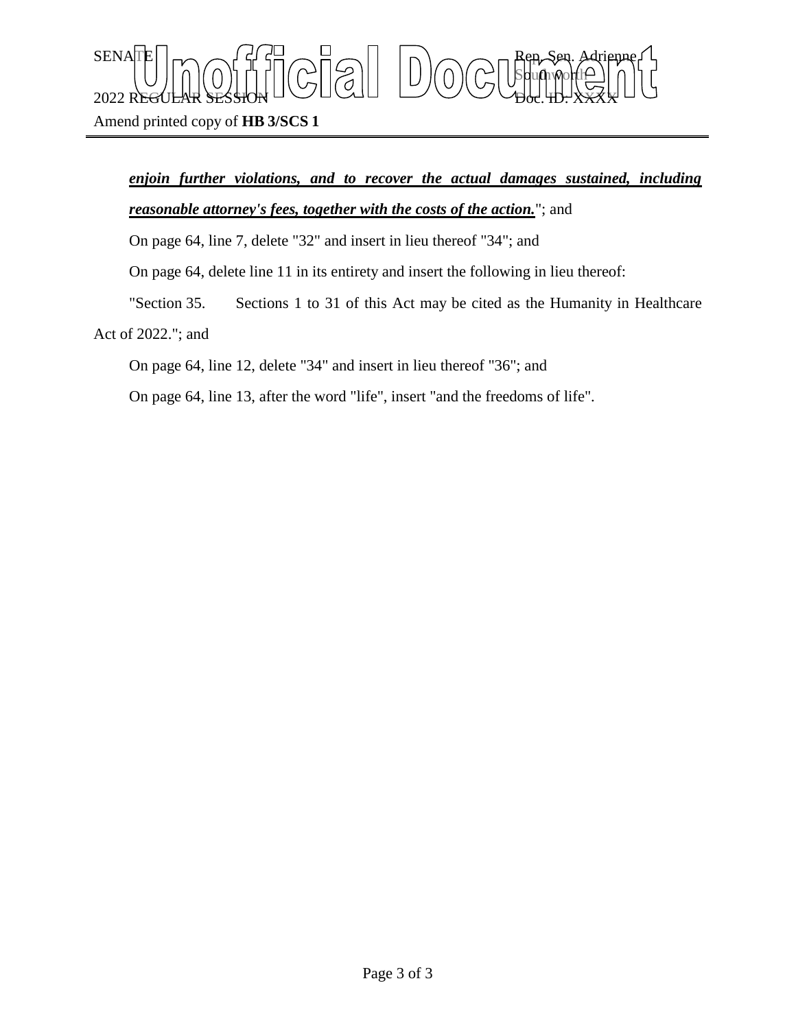***enjoin further violations, and to recover the actual damages sustained, including reasonable attorney's fees, together with the costs of the action.***"; and

On page 64, line 7, delete "32" and insert in lieu thereof "34"; and

On page 64, delete line 11 in its entirety and insert the following in lieu thereof:

"Section 35. Sections 1 to 31 of this Act may be cited as the Humanity in Healthcare Act of 2022."; and

On page 64, line 12, delete "34" and insert in lieu thereof "36"; and

On page 64, line 13, after the word "life", insert "and the freedoms of life".